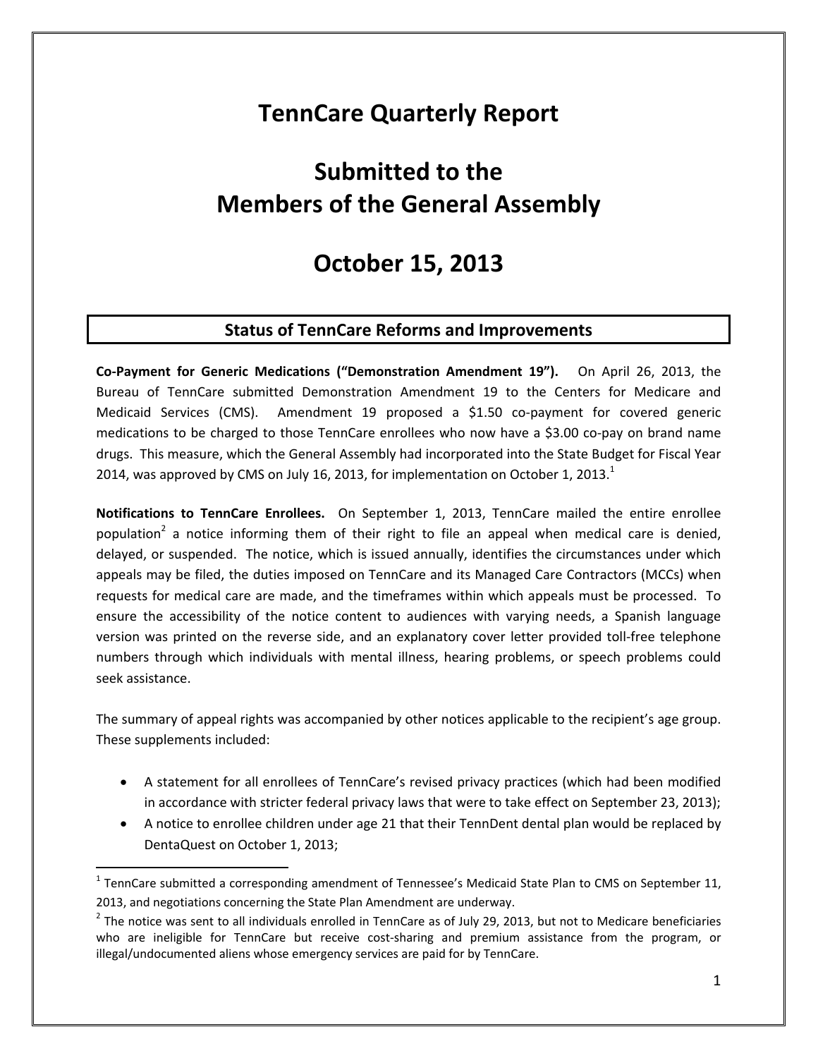# TennCare Quarterly Report

# Submitted to the Members of the General Assembly

# October 15, 2013

## Status of TennCare Reforms and Improvements

**Co-Payment for Generic Medications ("Demonstration Amendment 19").** On April 26, 2013, the Bureau of TennCare submitted Demonstration Amendment 19 to the Centers for Medicare and Medicaid Services (CMS). Amendment 19 proposed a \$1.50 co-payment for covered generic medications to be charged to those TennCare enrollees who now have a \$3.00 co-pay on brand name drugs. This measure, which the General Assembly had incorporated into the State Budget for Fiscal Year 2014, was approved by CMS on July 16, 2013, for implementation on October 1, 2013.[1]

**Notifications to TennCare Enrollees.** On September 1, 2013, TennCare mailed the entire enrollee population[2] a notice informing them of their right to file an appeal when medical care is denied, delayed, or suspended. The notice, which is issued annually, identifies the circumstances under which appeals may be filed, the duties imposed on TennCare and its Managed Care Contractors (MCCs) when requests for medical care are made, and the timeframes within which appeals must be processed. To ensure the accessibility of the notice content to audiences with varying needs, a Spanish language version was printed on the reverse side, and an explanatory cover letter provided toll-free telephone numbers through which individuals with mental illness, hearing problems, or speech problems could seek assistance.

The summary of appeal rights was accompanied by other notices applicable to the recipient's age group. These supplements included:

- A statement for all enrollees of TennCare's revised privacy practices (which had been modified in accordance with stricter federal privacy laws that were to take effect on September 23, 2013);
- A notice to enrollee children under age 21 that their TennDent dental plan would be replaced by DentaQuest on October 1, 2013;

---

[1] TennCare submitted a corresponding amendment of Tennessee's Medicaid State Plan to CMS on September 11, 2013, and negotiations concerning the State Plan Amendment are underway.

[2] The notice was sent to all individuals enrolled in TennCare as of July 29, 2013, but not to Medicare beneficiaries who are ineligible for TennCare but receive cost-sharing and premium assistance from the program, or illegal/undocumented aliens whose emergency services are paid for by TennCare.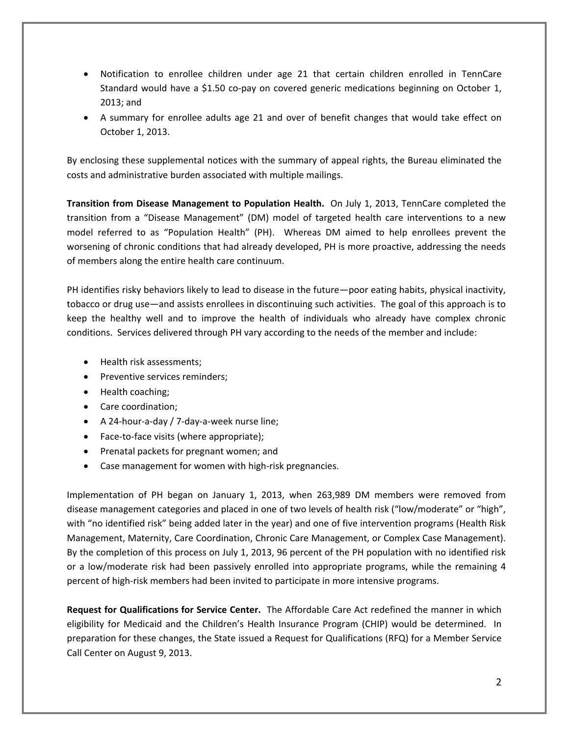- Notification to enrollee children under age 21 that certain children enrolled in TennCare Standard would have a $1.50 co-pay on covered generic medications beginning on October 1, 2013; and
- A summary for enrollee adults age 21 and over of benefit changes that would take effect on October 1, 2013.

By enclosing these supplemental notices with the summary of appeal rights, the Bureau eliminated the costs and administrative burden associated with multiple mailings.

**Transition from Disease Management to Population Health.** On July 1, 2013, TennCare completed the transition from a "Disease Management" (DM) model of targeted health care interventions to a new model referred to as "Population Health" (PH). Whereas DM aimed to help enrollees prevent the worsening of chronic conditions that had already developed, PH is more proactive, addressing the needs of members along the entire health care continuum.

PH identifies risky behaviors likely to lead to disease in the future—poor eating habits, physical inactivity, tobacco or drug use—and assists enrollees in discontinuing such activities. The goal of this approach is to keep the healthy well and to improve the health of individuals who already have complex chronic conditions. Services delivered through PH vary according to the needs of the member and include:

- Health risk assessments;
- Preventive services reminders;
- Health coaching;
- Care coordination;
- A 24-hour-a-day / 7-day-a-week nurse line;
- Face-to-face visits (where appropriate);
- Prenatal packets for pregnant women; and
- Case management for women with high-risk pregnancies.

Implementation of PH began on January 1, 2013, when 263,989 DM members were removed from disease management categories and placed in one of two levels of health risk ("low/moderate" or "high", with "no identified risk" being added later in the year) and one of five intervention programs (Health Risk Management, Maternity, Care Coordination, Chronic Care Management, or Complex Case Management). By the completion of this process on July 1, 2013, 96 percent of the PH population with no identified risk or a low/moderate risk had been passively enrolled into appropriate programs, while the remaining 4 percent of high-risk members had been invited to participate in more intensive programs.

**Request for Qualifications for Service Center.** The Affordable Care Act redefined the manner in which eligibility for Medicaid and the Children's Health Insurance Program (CHIP) would be determined. In preparation for these changes, the State issued a Request for Qualifications (RFQ) for a Member Service Call Center on August 9, 2013.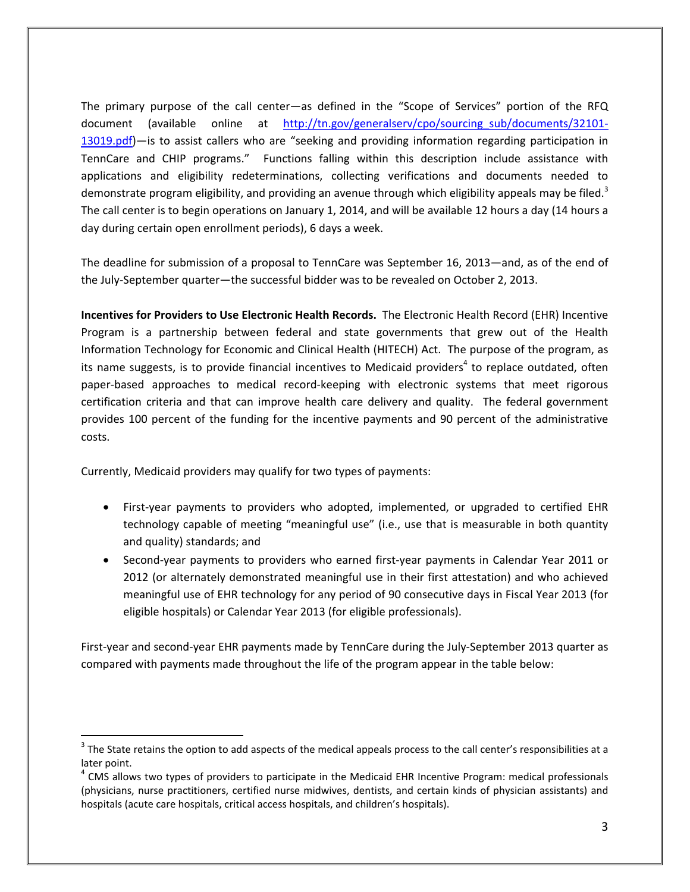The primary purpose of the call center—as defined in the "Scope of Services" portion of the RFQ document (available online at http://tn.gov/generalserv/cpo/sourcing_sub/documents/32101-13019.pdf)—is to assist callers who are "seeking and providing information regarding participation in TennCare and CHIP programs." Functions falling within this description include assistance with applications and eligibility redeterminations, collecting verifications and documents needed to demonstrate program eligibility, and providing an avenue through which eligibility appeals may be filed.[3] The call center is to begin operations on January 1, 2014, and will be available 12 hours a day (14 hours a day during certain open enrollment periods), 6 days a week.

The deadline for submission of a proposal to TennCare was September 16, 2013—and, as of the end of the July-September quarter—the successful bidder was to be revealed on October 2, 2013.

**Incentives for Providers to Use Electronic Health Records.** The Electronic Health Record (EHR) Incentive Program is a partnership between federal and state governments that grew out of the Health Information Technology for Economic and Clinical Health (HITECH) Act. The purpose of the program, as its name suggests, is to provide financial incentives to Medicaid providers[4] to replace outdated, often paper-based approaches to medical record-keeping with electronic systems that meet rigorous certification criteria and that can improve health care delivery and quality. The federal government provides 100 percent of the funding for the incentive payments and 90 percent of the administrative costs.

Currently, Medicaid providers may qualify for two types of payments:

- First-year payments to providers who adopted, implemented, or upgraded to certified EHR technology capable of meeting "meaningful use" (i.e., use that is measurable in both quantity and quality) standards; and
- Second-year payments to providers who earned first-year payments in Calendar Year 2011 or 2012 (or alternately demonstrated meaningful use in their first attestation) and who achieved meaningful use of EHR technology for any period of 90 consecutive days in Fiscal Year 2013 (for eligible hospitals) or Calendar Year 2013 (for eligible professionals).

First-year and second-year EHR payments made by TennCare during the July-September 2013 quarter as compared with payments made throughout the life of the program appear in the table below:

---

[3] The State retains the option to add aspects of the medical appeals process to the call center's responsibilities at a later point.

[4] CMS allows two types of providers to participate in the Medicaid EHR Incentive Program: medical professionals (physicians, nurse practitioners, certified nurse midwives, dentists, and certain kinds of physician assistants) and hospitals (acute care hospitals, critical access hospitals, and children's hospitals).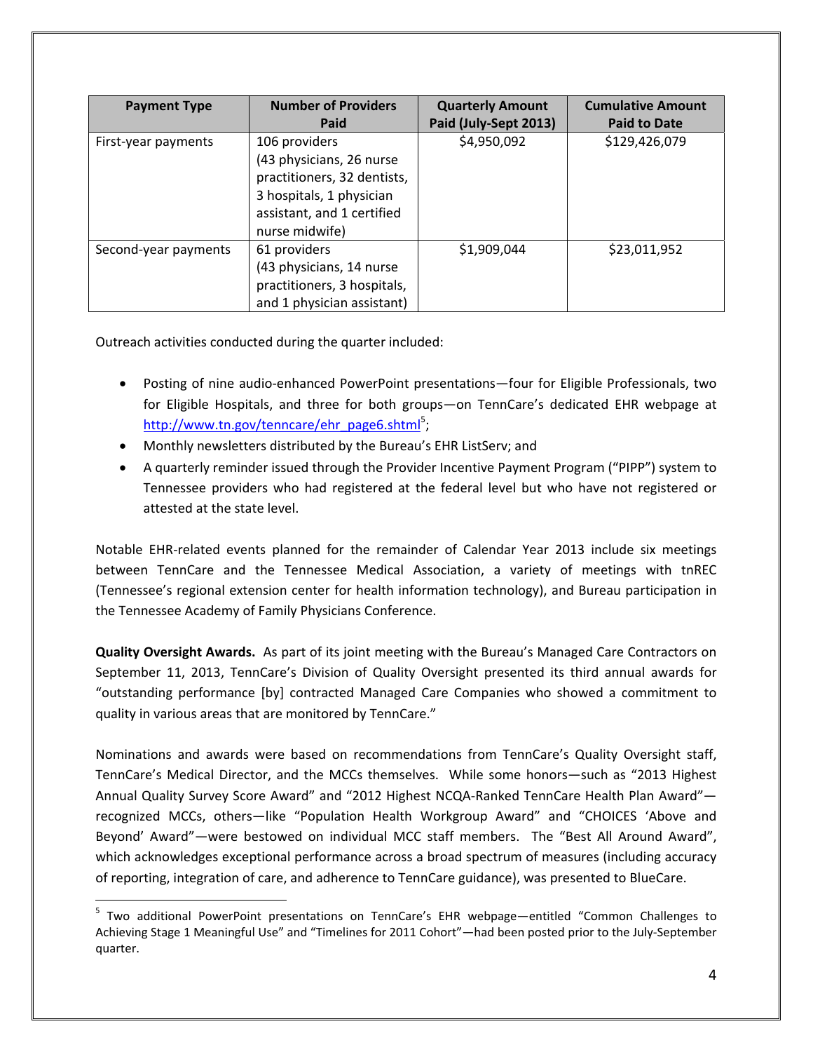| Payment Type | Number of Providers Paid | Quarterly Amount Paid (July-Sept 2013) | Cumulative Amount Paid to Date |
|---|---|---|---|
| First-year payments | 106 providers (43 physicians, 26 nurse practitioners, 32 dentists, 3 hospitals, 1 physician assistant, and 1 certified nurse midwife) | $4,950,092 | $129,426,079 |
| Second-year payments | 61 providers (43 physicians, 14 nurse practitioners, 3 hospitals, and 1 physician assistant) | $1,909,044 | $23,011,952 |

Outreach activities conducted during the quarter included:

- Posting of nine audio-enhanced PowerPoint presentations—four for Eligible Professionals, two for Eligible Hospitals, and three for both groups—on TennCare's dedicated EHR webpage at http://www.tn.gov/tenncare/ehr_page6.shtml[5];
- Monthly newsletters distributed by the Bureau's EHR ListServ; and
- A quarterly reminder issued through the Provider Incentive Payment Program ("PIPP") system to Tennessee providers who had registered at the federal level but who have not registered or attested at the state level.

Notable EHR-related events planned for the remainder of Calendar Year 2013 include six meetings between TennCare and the Tennessee Medical Association, a variety of meetings with tnREC (Tennessee's regional extension center for health information technology), and Bureau participation in the Tennessee Academy of Family Physicians Conference.

**Quality Oversight Awards.** As part of its joint meeting with the Bureau's Managed Care Contractors on September 11, 2013, TennCare's Division of Quality Oversight presented its third annual awards for "outstanding performance [by] contracted Managed Care Companies who showed a commitment to quality in various areas that are monitored by TennCare."

Nominations and awards were based on recommendations from TennCare's Quality Oversight staff, TennCare's Medical Director, and the MCCs themselves. While some honors—such as "2013 Highest Annual Quality Survey Score Award" and "2012 Highest NCQA-Ranked TennCare Health Plan Award"—recognized MCCs, others—like "Population Health Workgroup Award" and "CHOICES 'Above and Beyond' Award"—were bestowed on individual MCC staff members. The "Best All Around Award", which acknowledges exceptional performance across a broad spectrum of measures (including accuracy of reporting, integration of care, and adherence to TennCare guidance), was presented to BlueCare.

[5] Two additional PowerPoint presentations on TennCare's EHR webpage—entitled "Common Challenges to Achieving Stage 1 Meaningful Use" and "Timelines for 2011 Cohort"—had been posted prior to the July-September quarter.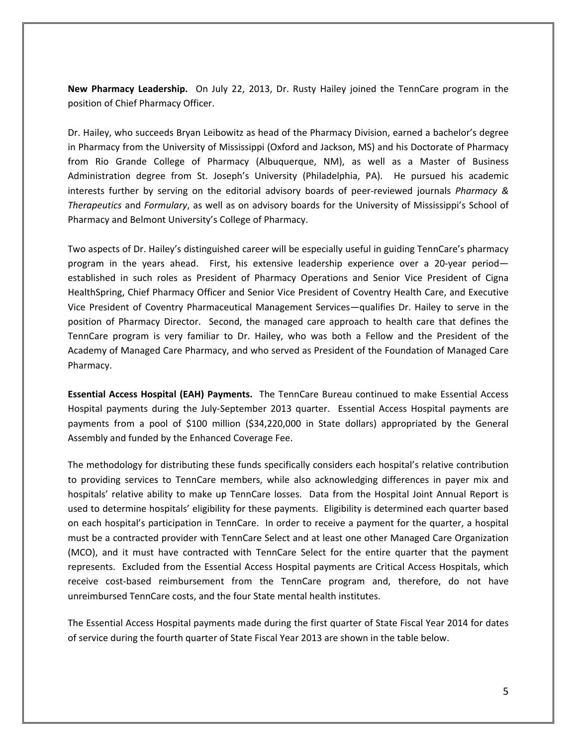**New Pharmacy Leadership.** On July 22, 2013, Dr. Rusty Hailey joined the TennCare program in the position of Chief Pharmacy Officer.

Dr. Hailey, who succeeds Bryan Leibowitz as head of the Pharmacy Division, earned a bachelor's degree in Pharmacy from the University of Mississippi (Oxford and Jackson, MS) and his Doctorate of Pharmacy from Rio Grande College of Pharmacy (Albuquerque, NM), as well as a Master of Business Administration degree from St. Joseph's University (Philadelphia, PA). He pursued his academic interests further by serving on the editorial advisory boards of peer-reviewed journals *Pharmacy & Therapeutics* and *Formulary*, as well as on advisory boards for the University of Mississippi's School of Pharmacy and Belmont University's College of Pharmacy.

Two aspects of Dr. Hailey's distinguished career will be especially useful in guiding TennCare's pharmacy program in the years ahead. First, his extensive leadership experience over a 20-year period—established in such roles as President of Pharmacy Operations and Senior Vice President of Cigna HealthSpring, Chief Pharmacy Officer and Senior Vice President of Coventry Health Care, and Executive Vice President of Coventry Pharmaceutical Management Services—qualifies Dr. Hailey to serve in the position of Pharmacy Director. Second, the managed care approach to health care that defines the TennCare program is very familiar to Dr. Hailey, who was both a Fellow and the President of the Academy of Managed Care Pharmacy, and who served as President of the Foundation of Managed Care Pharmacy.

**Essential Access Hospital (EAH) Payments.** The TennCare Bureau continued to make Essential Access Hospital payments during the July-September 2013 quarter. Essential Access Hospital payments are payments from a pool of $100 million ($34,220,000 in State dollars) appropriated by the General Assembly and funded by the Enhanced Coverage Fee.

The methodology for distributing these funds specifically considers each hospital's relative contribution to providing services to TennCare members, while also acknowledging differences in payer mix and hospitals' relative ability to make up TennCare losses. Data from the Hospital Joint Annual Report is used to determine hospitals' eligibility for these payments. Eligibility is determined each quarter based on each hospital's participation in TennCare. In order to receive a payment for the quarter, a hospital must be a contracted provider with TennCare Select and at least one other Managed Care Organization (MCO), and it must have contracted with TennCare Select for the entire quarter that the payment represents. Excluded from the Essential Access Hospital payments are Critical Access Hospitals, which receive cost-based reimbursement from the TennCare program and, therefore, do not have unreimbursed TennCare costs, and the four State mental health institutes.

The Essential Access Hospital payments made during the first quarter of State Fiscal Year 2014 for dates of service during the fourth quarter of State Fiscal Year 2013 are shown in the table below.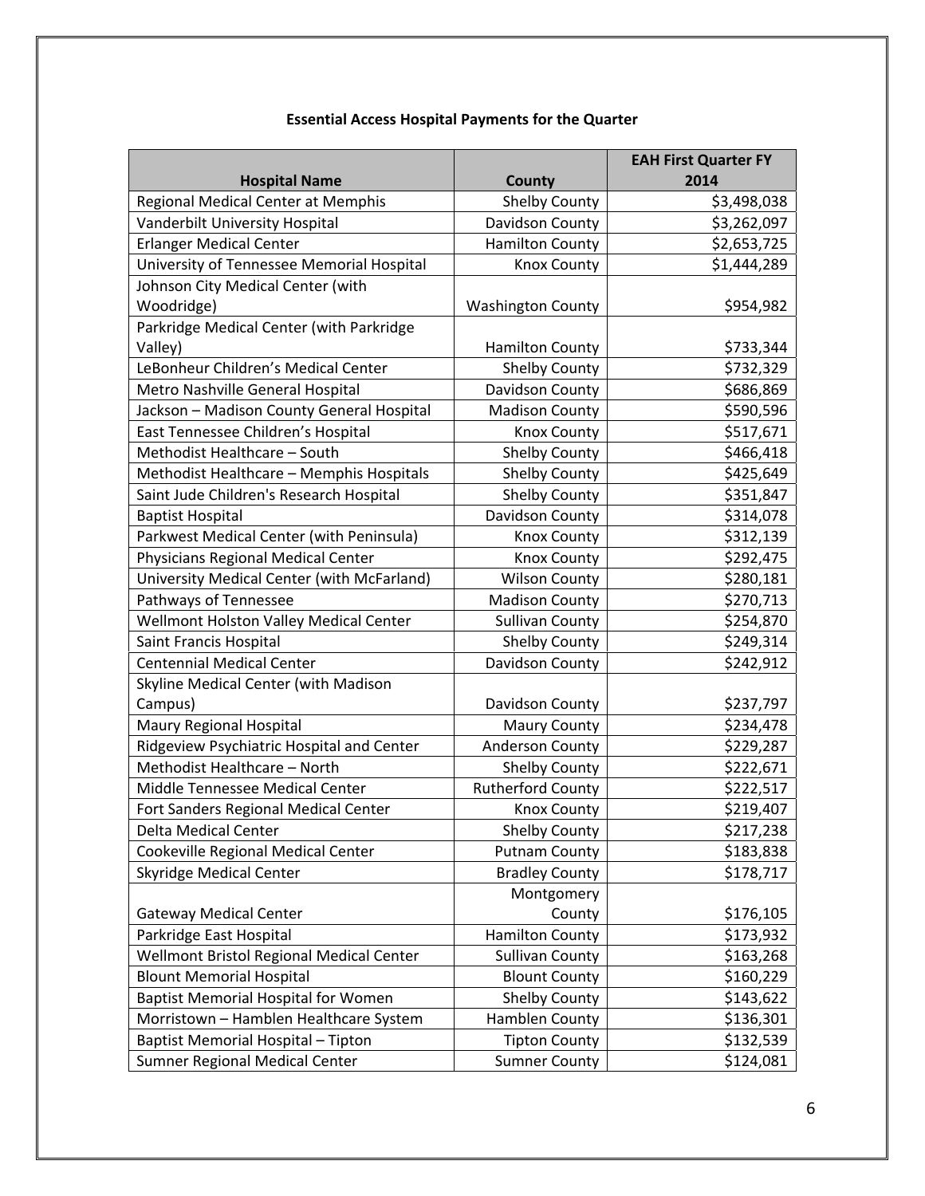**Essential Access Hospital Payments for the Quarter**

| Hospital Name | County | EAH First Quarter FY 2014 |
|---|---|---|
| Regional Medical Center at Memphis | Shelby County | $3,498,038 |
| Vanderbilt University Hospital | Davidson County | $3,262,097 |
| Erlanger Medical Center | Hamilton County | $2,653,725 |
| University of Tennessee Memorial Hospital | Knox County | $1,444,289 |
| Johnson City Medical Center (with Woodridge) | Washington County | $954,982 |
| Parkridge Medical Center (with Parkridge Valley) | Hamilton County | $733,344 |
| LeBonheur Children's Medical Center | Shelby County | $732,329 |
| Metro Nashville General Hospital | Davidson County | $686,869 |
| Jackson – Madison County General Hospital | Madison County | $590,596 |
| East Tennessee Children's Hospital | Knox County | $517,671 |
| Methodist Healthcare – South | Shelby County | $466,418 |
| Methodist Healthcare – Memphis Hospitals | Shelby County | $425,649 |
| Saint Jude Children's Research Hospital | Shelby County | $351,847 |
| Baptist Hospital | Davidson County | $314,078 |
| Parkwest Medical Center (with Peninsula) | Knox County | $312,139 |
| Physicians Regional Medical Center | Knox County | $292,475 |
| University Medical Center (with McFarland) | Wilson County | $280,181 |
| Pathways of Tennessee | Madison County | $270,713 |
| Wellmont Holston Valley Medical Center | Sullivan County | $254,870 |
| Saint Francis Hospital | Shelby County | $249,314 |
| Centennial Medical Center | Davidson County | $242,912 |
| Skyline Medical Center (with Madison Campus) | Davidson County | $237,797 |
| Maury Regional Hospital | Maury County | $234,478 |
| Ridgeview Psychiatric Hospital and Center | Anderson County | $229,287 |
| Methodist Healthcare – North | Shelby County | $222,671 |
| Middle Tennessee Medical Center | Rutherford County | $222,517 |
| Fort Sanders Regional Medical Center | Knox County | $219,407 |
| Delta Medical Center | Shelby County | $217,238 |
| Cookeville Regional Medical Center | Putnam County | $183,838 |
| Skyridge Medical Center | Bradley County | $178,717 |
| Gateway Medical Center | Montgomery County | $176,105 |
| Parkridge East Hospital | Hamilton County | $173,932 |
| Wellmont Bristol Regional Medical Center | Sullivan County | $163,268 |
| Blount Memorial Hospital | Blount County | $160,229 |
| Baptist Memorial Hospital for Women | Shelby County | $143,622 |
| Morristown – Hamblen Healthcare System | Hamblen County | $136,301 |
| Baptist Memorial Hospital – Tipton | Tipton County | $132,539 |
| Sumner Regional Medical Center | Sumner County | $124,081 |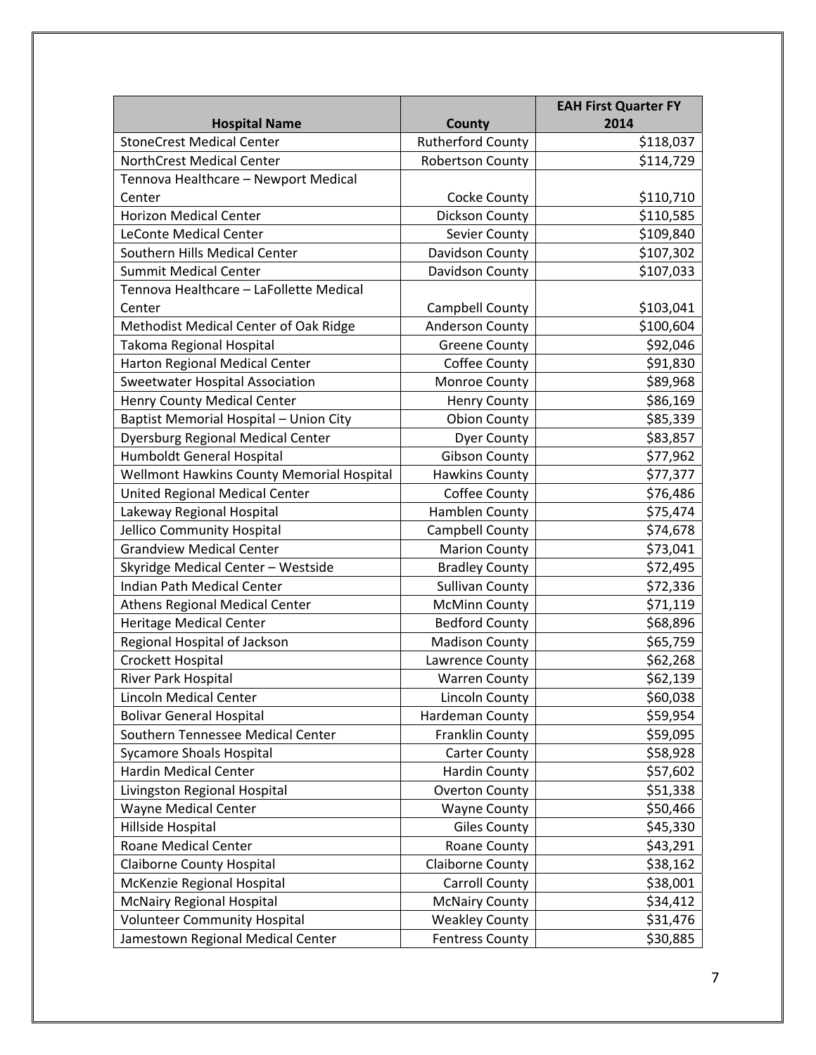| Hospital Name | County | EAH First Quarter FY 2014 |
|---|---|---|
| StoneCrest Medical Center | Rutherford County | $118,037 |
| NorthCrest Medical Center | Robertson County | $114,729 |
| Tennova Healthcare – Newport Medical Center | Cocke County | $110,710 |
| Horizon Medical Center | Dickson County | $110,585 |
| LeConte Medical Center | Sevier County | $109,840 |
| Southern Hills Medical Center | Davidson County | $107,302 |
| Summit Medical Center | Davidson County | $107,033 |
| Tennova Healthcare – LaFollette Medical Center | Campbell County | $103,041 |
| Methodist Medical Center of Oak Ridge | Anderson County | $100,604 |
| Takoma Regional Hospital | Greene County | $92,046 |
| Harton Regional Medical Center | Coffee County | $91,830 |
| Sweetwater Hospital Association | Monroe County | $89,968 |
| Henry County Medical Center | Henry County | $86,169 |
| Baptist Memorial Hospital – Union City | Obion County | $85,339 |
| Dyersburg Regional Medical Center | Dyer County | $83,857 |
| Humboldt General Hospital | Gibson County | $77,962 |
| Wellmont Hawkins County Memorial Hospital | Hawkins County | $77,377 |
| United Regional Medical Center | Coffee County | $76,486 |
| Lakeway Regional Hospital | Hamblen County | $75,474 |
| Jellico Community Hospital | Campbell County | $74,678 |
| Grandview Medical Center | Marion County | $73,041 |
| Skyridge Medical Center – Westside | Bradley County | $72,495 |
| Indian Path Medical Center | Sullivan County | $72,336 |
| Athens Regional Medical Center | McMinn County | $71,119 |
| Heritage Medical Center | Bedford County | $68,896 |
| Regional Hospital of Jackson | Madison County | $65,759 |
| Crockett Hospital | Lawrence County | $62,268 |
| River Park Hospital | Warren County | $62,139 |
| Lincoln Medical Center | Lincoln County | $60,038 |
| Bolivar General Hospital | Hardeman County | $59,954 |
| Southern Tennessee Medical Center | Franklin County | $59,095 |
| Sycamore Shoals Hospital | Carter County | $58,928 |
| Hardin Medical Center | Hardin County | $57,602 |
| Livingston Regional Hospital | Overton County | $51,338 |
| Wayne Medical Center | Wayne County | $50,466 |
| Hillside Hospital | Giles County | $45,330 |
| Roane Medical Center | Roane County | $43,291 |
| Claiborne County Hospital | Claiborne County | $38,162 |
| McKenzie Regional Hospital | Carroll County | $38,001 |
| McNairy Regional Hospital | McNairy County | $34,412 |
| Volunteer Community Hospital | Weakley County | $31,476 |
| Jamestown Regional Medical Center | Fentress County | $30,885 |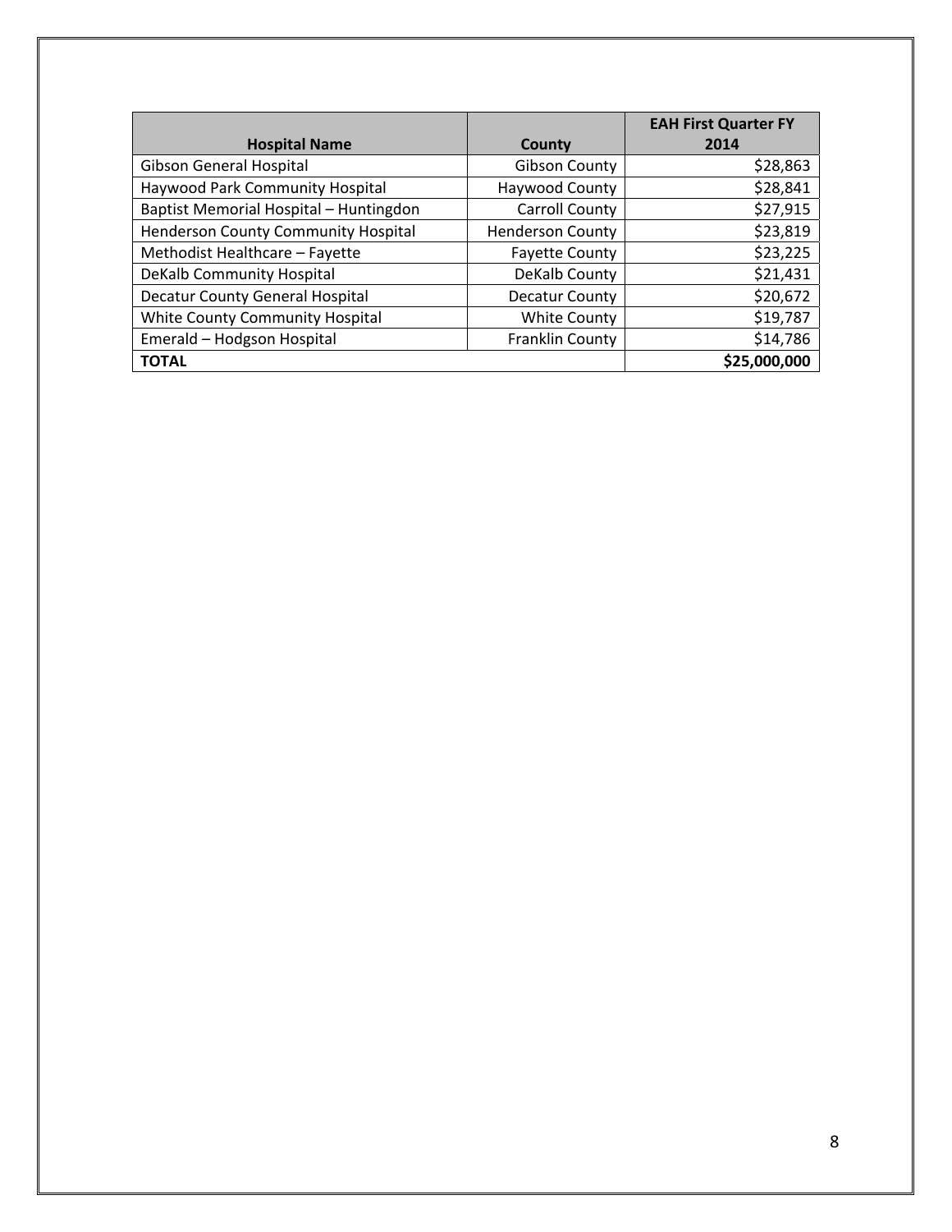| Hospital Name | County | EAH First Quarter FY 2014 |
|---|---|---|
| Gibson General Hospital | Gibson County | $28,863 |
| Haywood Park Community Hospital | Haywood County | $28,841 |
| Baptist Memorial Hospital – Huntingdon | Carroll County | $27,915 |
| Henderson County Community Hospital | Henderson County | $23,819 |
| Methodist Healthcare – Fayette | Fayette County | $23,225 |
| DeKalb Community Hospital | DeKalb County | $21,431 |
| Decatur County General Hospital | Decatur County | $20,672 |
| White County Community Hospital | White County | $19,787 |
| Emerald – Hodgson Hospital | Franklin County | $14,786 |
| **TOTAL** | | **$25,000,000** |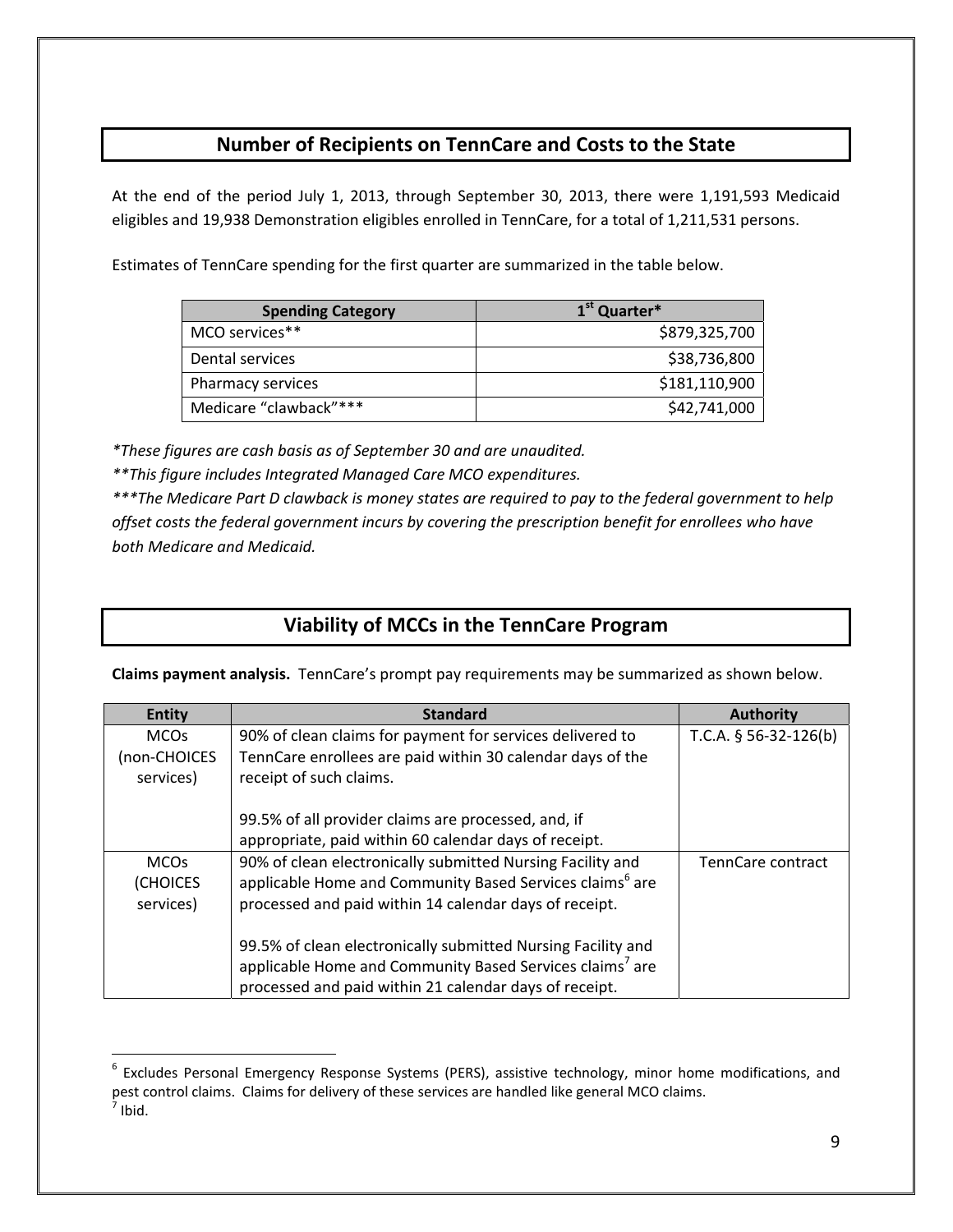## Number of Recipients on TennCare and Costs to the State

At the end of the period July 1, 2013, through September 30, 2013, there were 1,191,593 Medicaid eligibles and 19,938 Demonstration eligibles enrolled in TennCare, for a total of 1,211,531 persons.

Estimates of TennCare spending for the first quarter are summarized in the table below.

| Spending Category | 1st Quarter* |
|---|---|
| MCO services** | $879,325,700 |
| Dental services | $38,736,800 |
| Pharmacy services | $181,110,900 |
| Medicare "clawback"*** | $42,741,000 |

*These figures are cash basis as of September 30 and are unaudited.*

*\*\*This figure includes Integrated Managed Care MCO expenditures.*

*\*\*\*The Medicare Part D clawback is money states are required to pay to the federal government to help offset costs the federal government incurs by covering the prescription benefit for enrollees who have both Medicare and Medicaid.*

## Viability of MCCs in the TennCare Program

**Claims payment analysis.** TennCare's prompt pay requirements may be summarized as shown below.

| Entity | Standard | Authority |
|---|---|---|
| MCOs (non-CHOICES services) | 90% of clean claims for payment for services delivered to TennCare enrollees are paid within 30 calendar days of the receipt of such claims.<br><br>99.5% of all provider claims are processed, and, if appropriate, paid within 60 calendar days of receipt. | T.C.A. § 56-32-126(b) |
| MCOs (CHOICES services) | 90% of clean electronically submitted Nursing Facility and applicable Home and Community Based Services claims[6] are processed and paid within 14 calendar days of receipt.<br><br>99.5% of clean electronically submitted Nursing Facility and applicable Home and Community Based Services claims[7] are processed and paid within 21 calendar days of receipt. | TennCare contract |

[6] Excludes Personal Emergency Response Systems (PERS), assistive technology, minor home modifications, and pest control claims. Claims for delivery of these services are handled like general MCO claims.

[7] Ibid.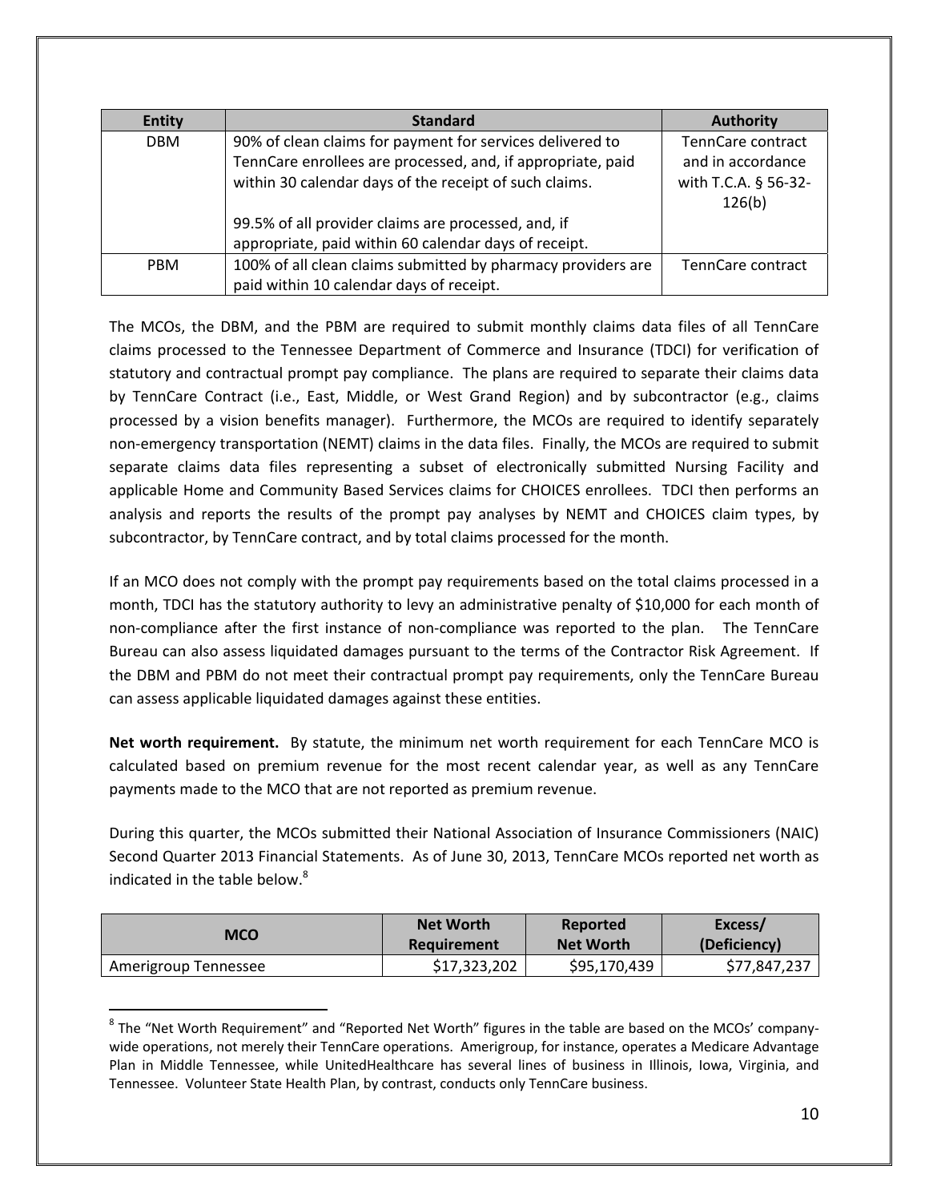| Entity | Standard | Authority |
|---|---|---|
| DBM | 90% of clean claims for payment for services delivered to TennCare enrollees are processed, and, if appropriate, paid within 30 calendar days of the receipt of such claims.<br><br>99.5% of all provider claims are processed, and, if appropriate, paid within 60 calendar days of receipt. | TennCare contract and in accordance with T.C.A. § 56-32-126(b) |
| PBM | 100% of all clean claims submitted by pharmacy providers are paid within 10 calendar days of receipt. | TennCare contract |

The MCOs, the DBM, and the PBM are required to submit monthly claims data files of all TennCare claims processed to the Tennessee Department of Commerce and Insurance (TDCI) for verification of statutory and contractual prompt pay compliance. The plans are required to separate their claims data by TennCare Contract (i.e., East, Middle, or West Grand Region) and by subcontractor (e.g., claims processed by a vision benefits manager). Furthermore, the MCOs are required to identify separately non-emergency transportation (NEMT) claims in the data files. Finally, the MCOs are required to submit separate claims data files representing a subset of electronically submitted Nursing Facility and applicable Home and Community Based Services claims for CHOICES enrollees. TDCI then performs an analysis and reports the results of the prompt pay analyses by NEMT and CHOICES claim types, by subcontractor, by TennCare contract, and by total claims processed for the month.

If an MCO does not comply with the prompt pay requirements based on the total claims processed in a month, TDCI has the statutory authority to levy an administrative penalty of $10,000 for each month of non-compliance after the first instance of non-compliance was reported to the plan. The TennCare Bureau can also assess liquidated damages pursuant to the terms of the Contractor Risk Agreement. If the DBM and PBM do not meet their contractual prompt pay requirements, only the TennCare Bureau can assess applicable liquidated damages against these entities.

**Net worth requirement.** By statute, the minimum net worth requirement for each TennCare MCO is calculated based on premium revenue for the most recent calendar year, as well as any TennCare payments made to the MCO that are not reported as premium revenue.

During this quarter, the MCOs submitted their National Association of Insurance Commissioners (NAIC) Second Quarter 2013 Financial Statements. As of June 30, 2013, TennCare MCOs reported net worth as indicated in the table below.[8]

| MCO | Net Worth Requirement | Reported Net Worth | Excess/ (Deficiency) |
|---|---|---|---|
| Amerigroup Tennessee | $17,323,202 | $95,170,439 | $77,847,237 |

[8] The "Net Worth Requirement" and "Reported Net Worth" figures in the table are based on the MCOs' company-wide operations, not merely their TennCare operations. Amerigroup, for instance, operates a Medicare Advantage Plan in Middle Tennessee, while UnitedHealthcare has several lines of business in Illinois, Iowa, Virginia, and Tennessee. Volunteer State Health Plan, by contrast, conducts only TennCare business.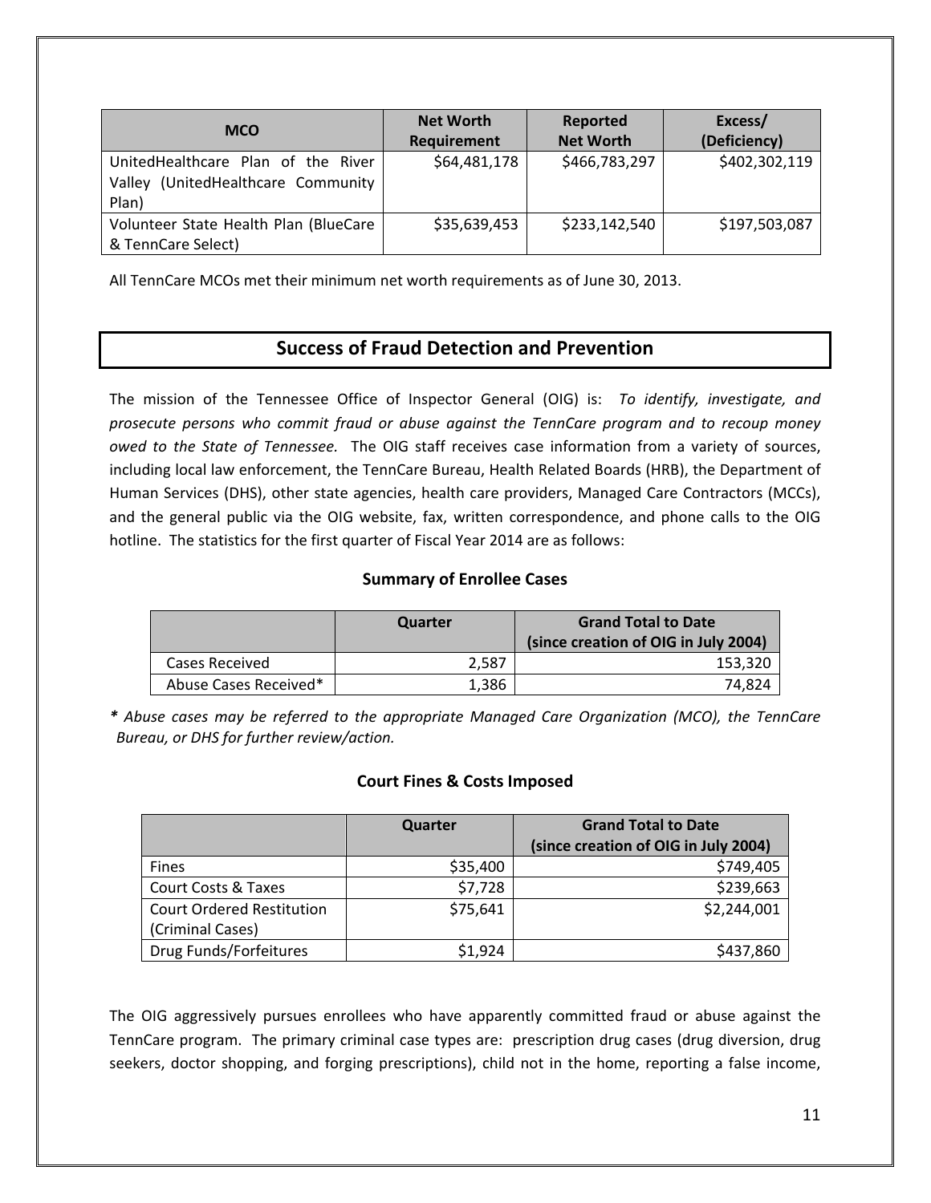| MCO | Net Worth Requirement | Reported Net Worth | Excess/ (Deficiency) |
|---|---|---|---|
| UnitedHealthcare Plan of the River Valley (UnitedHealthcare Community Plan) | $64,481,178 | $466,783,297 | $402,302,119 |
| Volunteer State Health Plan (BlueCare & TennCare Select) | $35,639,453 | $233,142,540 | $197,503,087 |

All TennCare MCOs met their minimum net worth requirements as of June 30, 2013.

## Success of Fraud Detection and Prevention

The mission of the Tennessee Office of Inspector General (OIG) is: *To identify, investigate, and prosecute persons who commit fraud or abuse against the TennCare program and to recoup money owed to the State of Tennessee.* The OIG staff receives case information from a variety of sources, including local law enforcement, the TennCare Bureau, Health Related Boards (HRB), the Department of Human Services (DHS), other state agencies, health care providers, Managed Care Contractors (MCCs), and the general public via the OIG website, fax, written correspondence, and phone calls to the OIG hotline. The statistics for the first quarter of Fiscal Year 2014 are as follows:

### Summary of Enrollee Cases

| | Quarter | Grand Total to Date (since creation of OIG in July 2004) |
|---|---|---|
| Cases Received | 2,587 | 153,320 |
| Abuse Cases Received* | 1,386 | 74,824 |

*\* Abuse cases may be referred to the appropriate Managed Care Organization (MCO), the TennCare Bureau, or DHS for further review/action.*

### Court Fines & Costs Imposed

| | Quarter | Grand Total to Date (since creation of OIG in July 2004) |
|---|---|---|
| Fines | $35,400 | $749,405 |
| Court Costs & Taxes | $7,728 | $239,663 |
| Court Ordered Restitution (Criminal Cases) | $75,641 | $2,244,001 |
| Drug Funds/Forfeitures | $1,924 | $437,860 |

The OIG aggressively pursues enrollees who have apparently committed fraud or abuse against the TennCare program. The primary criminal case types are: prescription drug cases (drug diversion, drug seekers, doctor shopping, and forging prescriptions), child not in the home, reporting a false income,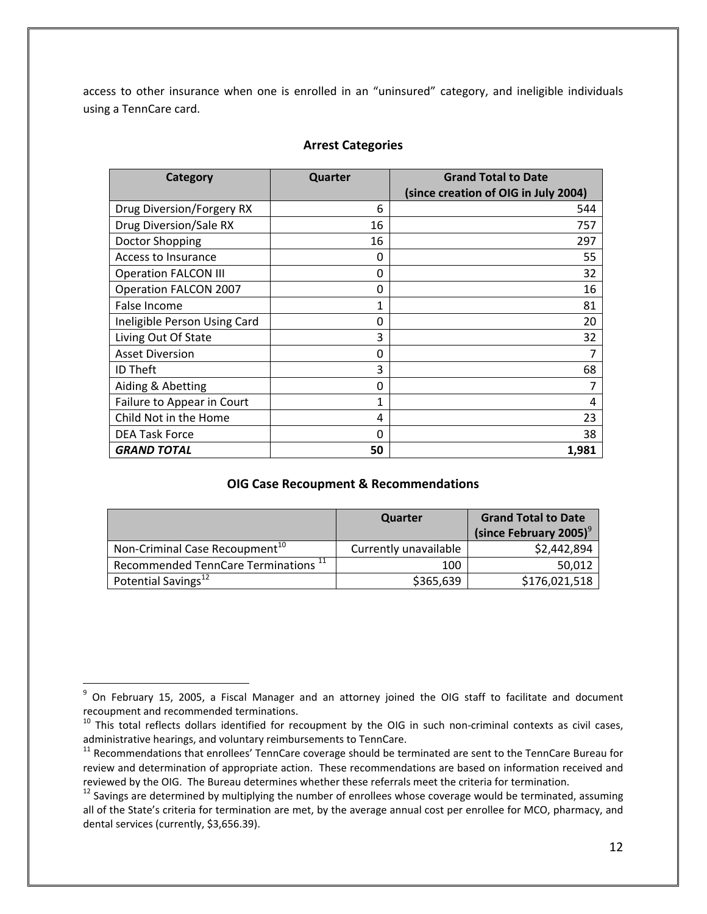access to other insurance when one is enrolled in an "uninsured" category, and ineligible individuals using a TennCare card.

### Arrest Categories

| Category | Quarter | Grand Total to Date (since creation of OIG in July 2004) |
|---|---|---|
| Drug Diversion/Forgery RX | 6 | 544 |
| Drug Diversion/Sale RX | 16 | 757 |
| Doctor Shopping | 16 | 297 |
| Access to Insurance | 0 | 55 |
| Operation FALCON III | 0 | 32 |
| Operation FALCON 2007 | 0 | 16 |
| False Income | 1 | 81 |
| Ineligible Person Using Card | 0 | 20 |
| Living Out Of State | 3 | 32 |
| Asset Diversion | 0 | 7 |
| ID Theft | 3 | 68 |
| Aiding & Abetting | 0 | 7 |
| Failure to Appear in Court | 1 | 4 |
| Child Not in the Home | 4 | 23 |
| DEA Task Force | 0 | 38 |
| ***GRAND TOTAL*** | **50** | **1,981** |

### OIG Case Recoupment & Recommendations

| | Quarter | Grand Total to Date (since February 2005)[9] |
|---|---|---|
| Non-Criminal Case Recoupment[10] | Currently unavailable | $2,442,894 |
| Recommended TennCare Terminations [11] | 100 | 50,012 |
| Potential Savings[12] | $365,639 | $176,021,518 |

---

[9] On February 15, 2005, a Fiscal Manager and an attorney joined the OIG staff to facilitate and document recoupment and recommended terminations.

[10] This total reflects dollars identified for recoupment by the OIG in such non-criminal contexts as civil cases, administrative hearings, and voluntary reimbursements to TennCare.

[11] Recommendations that enrollees' TennCare coverage should be terminated are sent to the TennCare Bureau for review and determination of appropriate action. These recommendations are based on information received and reviewed by the OIG. The Bureau determines whether these referrals meet the criteria for termination.

[12] Savings are determined by multiplying the number of enrollees whose coverage would be terminated, assuming all of the State's criteria for termination are met, by the average annual cost per enrollee for MCO, pharmacy, and dental services (currently, $3,656.39).